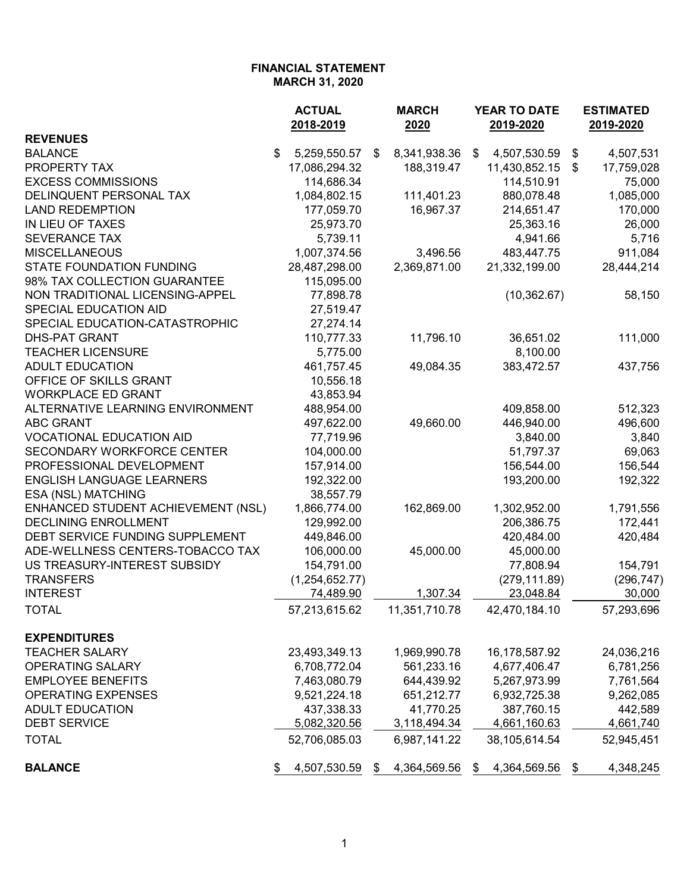**FINANCIAL STATEMENT**
**MARCH 31, 2020**

| | ACTUAL 2018-2019 | MARCH 2020 | YEAR TO DATE 2019-2020 | ESTIMATED 2019-2020 |
|---|---|---|---|---|
| **REVENUES** | | | | |
| BALANCE | $ 5,259,550.57 | $ 8,341,938.36 | $ 4,507,530.59 | $ 4,507,531 |
| PROPERTY TAX | 17,086,294.32 | 188,319.47 | 11,430,852.15 | $ 17,759,028 |
| EXCESS COMMISSIONS | 114,686.34 | | 114,510.91 | 75,000 |
| DELINQUENT PERSONAL TAX | 1,084,802.15 | 111,401.23 | 880,078.48 | 1,085,000 |
| LAND REDEMPTION | 177,059.70 | 16,967.37 | 214,651.47 | 170,000 |
| IN LIEU OF TAXES | 25,973.70 | | 25,363.16 | 26,000 |
| SEVERANCE TAX | 5,739.11 | | 4,941.66 | 5,716 |
| MISCELLANEOUS | 1,007,374.56 | 3,496.56 | 483,447.75 | 911,084 |
| STATE FOUNDATION FUNDING | 28,487,298.00 | 2,369,871.00 | 21,332,199.00 | 28,444,214 |
| 98% TAX COLLECTION GUARANTEE | 115,095.00 | | | |
| NON TRADITIONAL LICENSING-APPEL | 77,898.78 | | (10,362.67) | 58,150 |
| SPECIAL EDUCATION AID | 27,519.47 | | | |
| SPECIAL EDUCATION-CATASTROPHIC | 27,274.14 | | | |
| DHS-PAT GRANT | 110,777.33 | 11,796.10 | 36,651.02 | 111,000 |
| TEACHER LICENSURE | 5,775.00 | | 8,100.00 | |
| ADULT EDUCATION | 461,757.45 | 49,084.35 | 383,472.57 | 437,756 |
| OFFICE OF SKILLS GRANT | 10,556.18 | | | |
| WORKPLACE ED GRANT | 43,853.94 | | | |
| ALTERNATIVE LEARNING ENVIRONMENT | 488,954.00 | | 409,858.00 | 512,323 |
| ABC GRANT | 497,622.00 | 49,660.00 | 446,940.00 | 496,600 |
| VOCATIONAL EDUCATION AID | 77,719.96 | | 3,840.00 | 3,840 |
| SECONDARY WORKFORCE CENTER | 104,000.00 | | 51,797.37 | 69,063 |
| PROFESSIONAL DEVELOPMENT | 157,914.00 | | 156,544.00 | 156,544 |
| ENGLISH LANGUAGE LEARNERS | 192,322.00 | | 193,200.00 | 192,322 |
| ESA (NSL) MATCHING | 38,557.79 | | | |
| ENHANCED STUDENT ACHIEVEMENT (NSL) | 1,866,774.00 | 162,869.00 | 1,302,952.00 | 1,791,556 |
| DECLINING ENROLLMENT | 129,992.00 | | 206,386.75 | 172,441 |
| DEBT SERVICE FUNDING SUPPLEMENT | 449,846.00 | | 420,484.00 | 420,484 |
| ADE-WELLNESS CENTERS-TOBACCO TAX | 106,000.00 | 45,000.00 | 45,000.00 | |
| US TREASURY-INTEREST SUBSIDY | 154,791.00 | | 77,808.94 | 154,791 |
| TRANSFERS | (1,254,652.77) | | (279,111.89) | (296,747) |
| INTEREST | 74,489.90 | 1,307.34 | 23,048.84 | 30,000 |
| TOTAL | 57,213,615.62 | 11,351,710.78 | 42,470,184.10 | 57,293,696 |
| **EXPENDITURES** | | | | |
| TEACHER SALARY | 23,493,349.13 | 1,969,990.78 | 16,178,587.92 | 24,036,216 |
| OPERATING SALARY | 6,708,772.04 | 561,233.16 | 4,677,406.47 | 6,781,256 |
| EMPLOYEE BENEFITS | 7,463,080.79 | 644,439.92 | 5,267,973.99 | 7,761,564 |
| OPERATING EXPENSES | 9,521,224.18 | 651,212.77 | 6,932,725.38 | 9,262,085 |
| ADULT EDUCATION | 437,338.33 | 41,770.25 | 387,760.15 | 442,589 |
| DEBT SERVICE | 5,082,320.56 | 3,118,494.34 | 4,661,160.63 | 4,661,740 |
| TOTAL | 52,706,085.03 | 6,987,141.22 | 38,105,614.54 | 52,945,451 |
| **BALANCE** | $ 4,507,530.59 | $ 4,364,569.56 | $ 4,364,569.56 | $ 4,348,245 |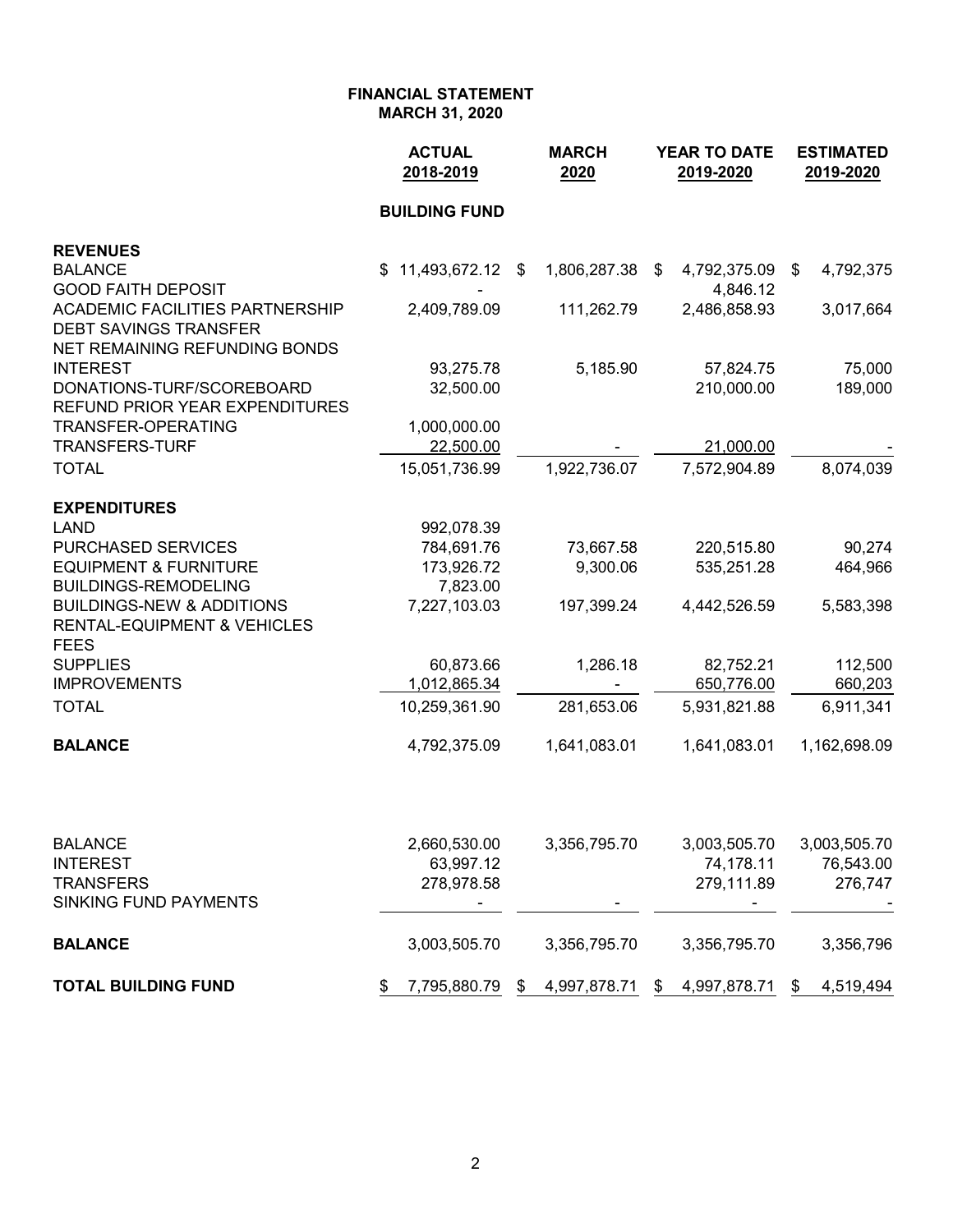**FINANCIAL STATEMENT**
**MARCH 31, 2020**

| | ACTUAL 2018-2019 | MARCH 2020 | YEAR TO DATE 2019-2020 | ESTIMATED 2019-2020 |
|---|---|---|---|---|
| | **BUILDING FUND** | | | |
| **REVENUES** | | | | |
| BALANCE | $ 11,493,672.12 | $ 1,806,287.38 | $ 4,792,375.09 | $ 4,792,375 |
| GOOD FAITH DEPOSIT | - | | 4,846.12 | |
| ACADEMIC FACILITIES PARTNERSHIP | 2,409,789.09 | 111,262.79 | 2,486,858.93 | 3,017,664 |
| DEBT SAVINGS TRANSFER | | | | |
| NET REMAINING REFUNDING BONDS | | | | |
| INTEREST | 93,275.78 | 5,185.90 | 57,824.75 | 75,000 |
| DONATIONS-TURF/SCOREBOARD | 32,500.00 | | 210,000.00 | 189,000 |
| REFUND PRIOR YEAR EXPENDITURES | | | | |
| TRANSFER-OPERATING | 1,000,000.00 | | | |
| TRANSFERS-TURF | 22,500.00 | - | 21,000.00 | - |
| TOTAL | 15,051,736.99 | 1,922,736.07 | 7,572,904.89 | 8,074,039 |
| **EXPENDITURES** | | | | |
| LAND | 992,078.39 | | | |
| PURCHASED SERVICES | 784,691.76 | 73,667.58 | 220,515.80 | 90,274 |
| EQUIPMENT & FURNITURE | 173,926.72 | 9,300.06 | 535,251.28 | 464,966 |
| BUILDINGS-REMODELING | 7,823.00 | | | |
| BUILDINGS-NEW & ADDITIONS | 7,227,103.03 | 197,399.24 | 4,442,526.59 | 5,583,398 |
| RENTAL-EQUIPMENT & VEHICLES | | | | |
| FEES | | | | |
| SUPPLIES | 60,873.66 | 1,286.18 | 82,752.21 | 112,500 |
| IMPROVEMENTS | 1,012,865.34 | - | 650,776.00 | 660,203 |
| TOTAL | 10,259,361.90 | 281,653.06 | 5,931,821.88 | 6,911,341 |
| **BALANCE** | 4,792,375.09 | 1,641,083.01 | 1,641,083.01 | 1,162,698.09 |
| | | | | |
| BALANCE | 2,660,530.00 | 3,356,795.70 | 3,003,505.70 | 3,003,505.70 |
| INTEREST | 63,997.12 | | 74,178.11 | 76,543.00 |
| TRANSFERS | 278,978.58 | | 279,111.89 | 276,747 |
| SINKING FUND PAYMENTS | - | - | - | - |
| **BALANCE** | 3,003,505.70 | 3,356,795.70 | 3,356,795.70 | 3,356,796 |
| **TOTAL BUILDING FUND** | $ 7,795,880.79 | $ 4,997,878.71 | $ 4,997,878.71 | $ 4,519,494 |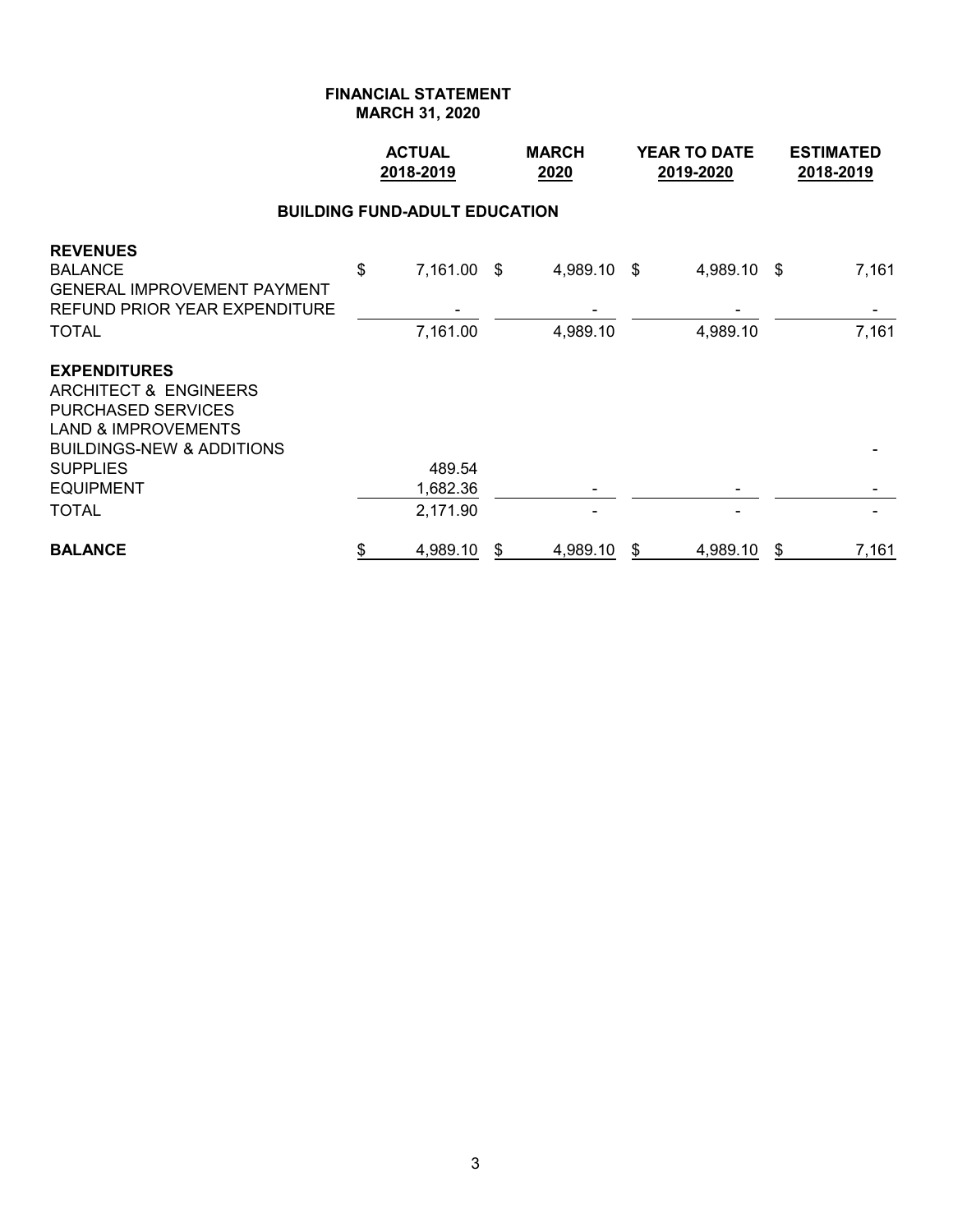**FINANCIAL STATEMENT**
**MARCH 31, 2020**

| | ACTUAL 2018-2019 | MARCH 2020 | YEAR TO DATE 2019-2020 | ESTIMATED 2018-2019 |
|---|---|---|---|---|
| **BUILDING FUND-ADULT EDUCATION** | | | | |
| **REVENUES** | | | | |
| BALANCE | $ 7,161.00 | $ 4,989.10 | $ 4,989.10 | $ 7,161 |
| GENERAL IMPROVEMENT PAYMENT | | | | |
| REFUND PRIOR YEAR EXPENDITURE | - | - | - | - |
| TOTAL | 7,161.00 | 4,989.10 | 4,989.10 | 7,161 |
| **EXPENDITURES** | | | | |
| ARCHITECT & ENGINEERS | | | | |
| PURCHASED SERVICES | | | | |
| LAND & IMPROVEMENTS | | | | |
| BUILDINGS-NEW & ADDITIONS | | | | - |
| SUPPLIES | 489.54 | | | |
| EQUIPMENT | 1,682.36 | - | - | - |
| TOTAL | 2,171.90 | - | - | - |
| **BALANCE** | $ 4,989.10 | $ 4,989.10 | $ 4,989.10 | $ 7,161 |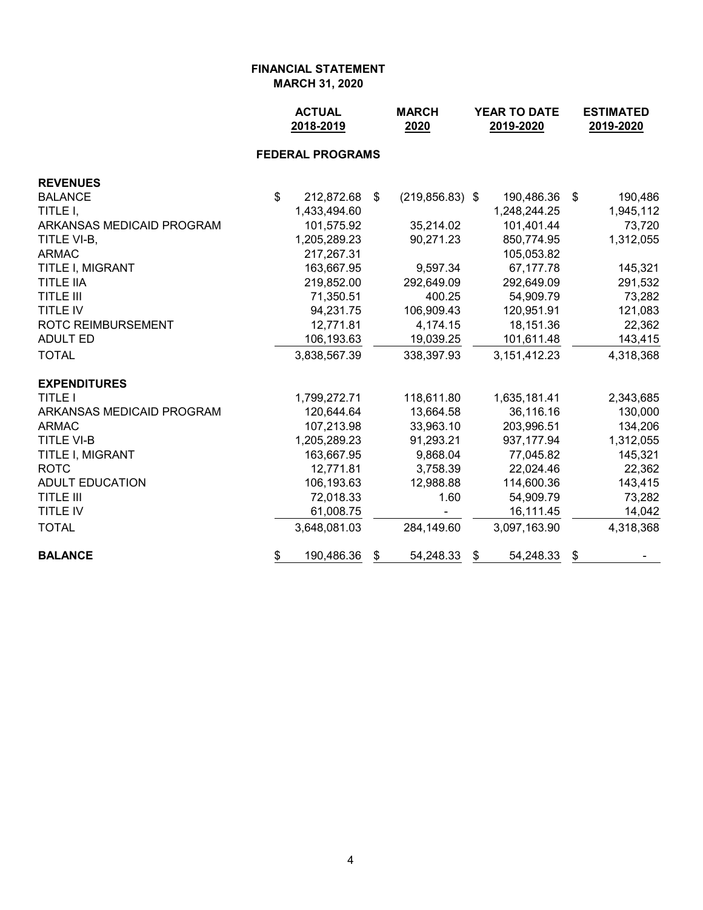**FINANCIAL STATEMENT**
**MARCH 31, 2020**

| | ACTUAL 2018-2019 | MARCH 2020 | YEAR TO DATE 2019-2020 | ESTIMATED 2019-2020 |
|---|---|---|---|---|
| **FEDERAL PROGRAMS** | | | | |
| **REVENUES** | | | | |
| BALANCE | $ 212,872.68 | $ (219,856.83) | $ 190,486.36 | $ 190,486 |
| TITLE I, | 1,433,494.60 | | 1,248,244.25 | 1,945,112 |
| ARKANSAS MEDICAID PROGRAM | 101,575.92 | 35,214.02 | 101,401.44 | 73,720 |
| TITLE VI-B, | 1,205,289.23 | 90,271.23 | 850,774.95 | 1,312,055 |
| ARMAC | 217,267.31 | | 105,053.82 | |
| TITLE I, MIGRANT | 163,667.95 | 9,597.34 | 67,177.78 | 145,321 |
| TITLE IIA | 219,852.00 | 292,649.09 | 292,649.09 | 291,532 |
| TITLE III | 71,350.51 | 400.25 | 54,909.79 | 73,282 |
| TITLE IV | 94,231.75 | 106,909.43 | 120,951.91 | 121,083 |
| ROTC REIMBURSEMENT | 12,771.81 | 4,174.15 | 18,151.36 | 22,362 |
| ADULT ED | 106,193.63 | 19,039.25 | 101,611.48 | 143,415 |
| TOTAL | 3,838,567.39 | 338,397.93 | 3,151,412.23 | 4,318,368 |
| **EXPENDITURES** | | | | |
| TITLE I | 1,799,272.71 | 118,611.80 | 1,635,181.41 | 2,343,685 |
| ARKANSAS MEDICAID PROGRAM | 120,644.64 | 13,664.58 | 36,116.16 | 130,000 |
| ARMAC | 107,213.98 | 33,963.10 | 203,996.51 | 134,206 |
| TITLE VI-B | 1,205,289.23 | 91,293.21 | 937,177.94 | 1,312,055 |
| TITLE I, MIGRANT | 163,667.95 | 9,868.04 | 77,045.82 | 145,321 |
| ROTC | 12,771.81 | 3,758.39 | 22,024.46 | 22,362 |
| ADULT EDUCATION | 106,193.63 | 12,988.88 | 114,600.36 | 143,415 |
| TITLE III | 72,018.33 | 1.60 | 54,909.79 | 73,282 |
| TITLE IV | 61,008.75 | - | 16,111.45 | 14,042 |
| TOTAL | 3,648,081.03 | 284,149.60 | 3,097,163.90 | 4,318,368 |
| **BALANCE** | $ 190,486.36 | $ 54,248.33 | $ 54,248.33 | $ - |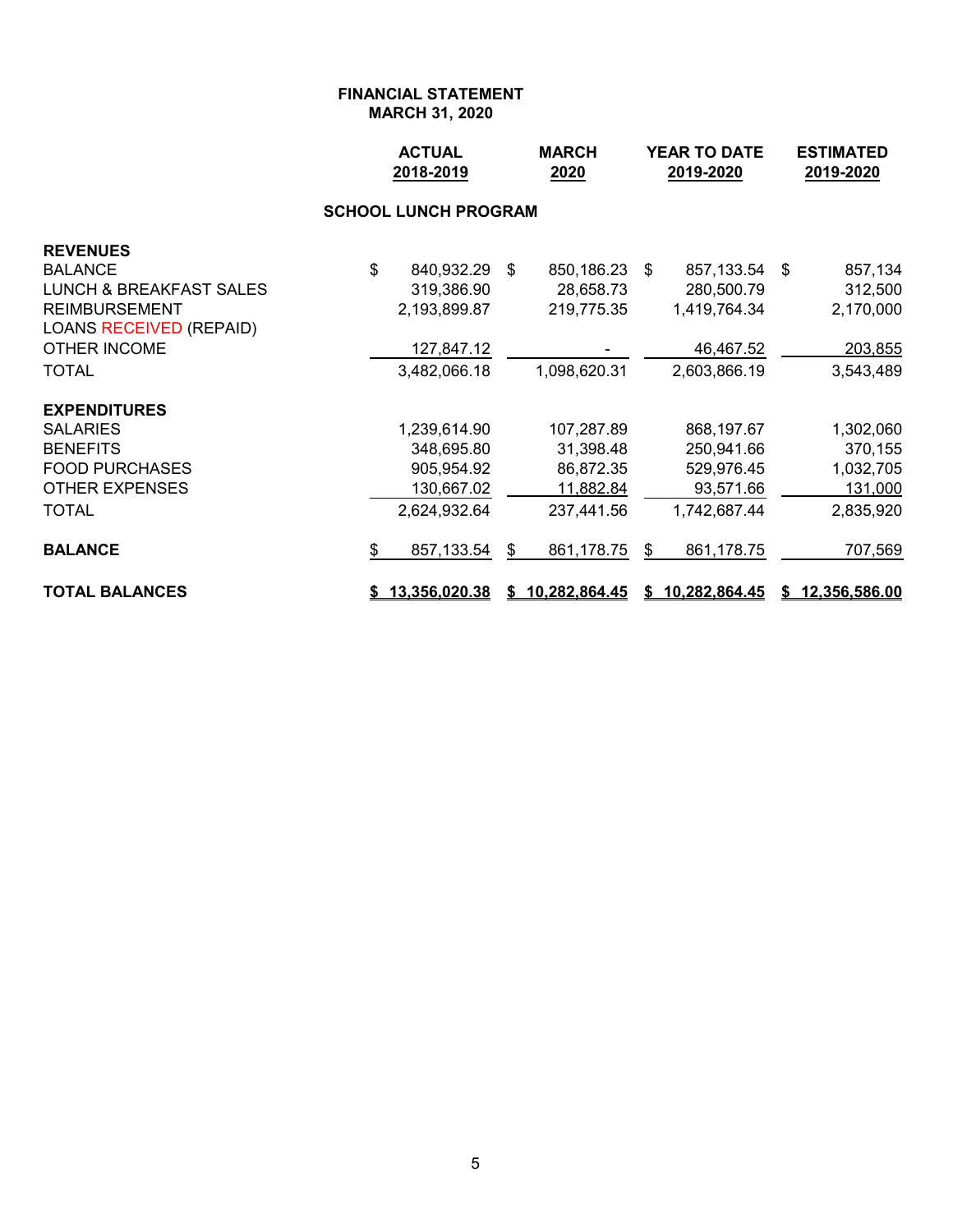**FINANCIAL STATEMENT**
**MARCH 31, 2020**

| | ACTUAL 2018-2019 | MARCH 2020 | YEAR TO DATE 2019-2020 | ESTIMATED 2019-2020 |
|---|---|---|---|---|
| **SCHOOL LUNCH PROGRAM** | | | | |
| **REVENUES** | | | | |
| BALANCE | $ 840,932.29 | $ 850,186.23 | $ 857,133.54 | $ 857,134 |
| LUNCH & BREAKFAST SALES | 319,386.90 | 28,658.73 | 280,500.79 | 312,500 |
| REIMBURSEMENT | 2,193,899.87 | 219,775.35 | 1,419,764.34 | 2,170,000 |
| LOANS RECEIVED (REPAID) | | | | |
| OTHER INCOME | 127,847.12 | - | 46,467.52 | 203,855 |
| TOTAL | 3,482,066.18 | 1,098,620.31 | 2,603,866.19 | 3,543,489 |
| **EXPENDITURES** | | | | |
| SALARIES | 1,239,614.90 | 107,287.89 | 868,197.67 | 1,302,060 |
| BENEFITS | 348,695.80 | 31,398.48 | 250,941.66 | 370,155 |
| FOOD PURCHASES | 905,954.92 | 86,872.35 | 529,976.45 | 1,032,705 |
| OTHER EXPENSES | 130,667.02 | 11,882.84 | 93,571.66 | 131,000 |
| TOTAL | 2,624,932.64 | 237,441.56 | 1,742,687.44 | 2,835,920 |
| **BALANCE** | $ 857,133.54 | $ 861,178.75 | $ 861,178.75 | 707,569 |
| **TOTAL BALANCES** | **$ 13,356,020.38** | **$ 10,282,864.45** | **$ 10,282,864.45** | **$ 12,356,586.00** |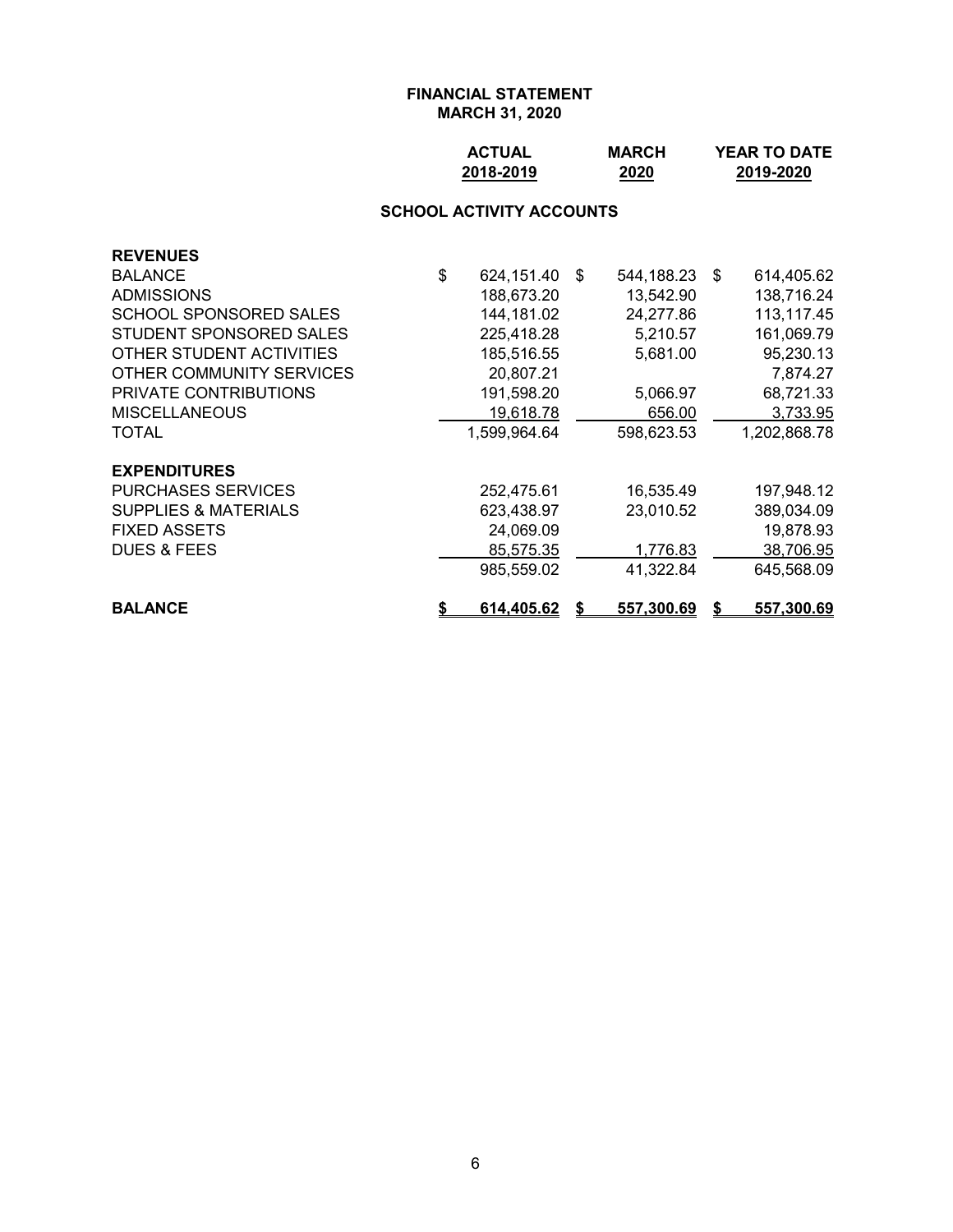**FINANCIAL STATEMENT**
**MARCH 31, 2020**

| | ACTUAL 2018-2019 | MARCH 2020 | YEAR TO DATE 2019-2020 |
|---|---|---|---|
| **SCHOOL ACTIVITY ACCOUNTS** | | | |
| **REVENUES** | | | |
| BALANCE | $ 624,151.40 | $ 544,188.23 | $ 614,405.62 |
| ADMISSIONS | 188,673.20 | 13,542.90 | 138,716.24 |
| SCHOOL SPONSORED SALES | 144,181.02 | 24,277.86 | 113,117.45 |
| STUDENT SPONSORED SALES | 225,418.28 | 5,210.57 | 161,069.79 |
| OTHER STUDENT ACTIVITIES | 185,516.55 | 5,681.00 | 95,230.13 |
| OTHER COMMUNITY SERVICES | 20,807.21 | | 7,874.27 |
| PRIVATE CONTRIBUTIONS | 191,598.20 | 5,066.97 | 68,721.33 |
| MISCELLANEOUS | 19,618.78 | 656.00 | 3,733.95 |
| TOTAL | 1,599,964.64 | 598,623.53 | 1,202,868.78 |
| **EXPENDITURES** | | | |
| PURCHASES SERVICES | 252,475.61 | 16,535.49 | 197,948.12 |
| SUPPLIES & MATERIALS | 623,438.97 | 23,010.52 | 389,034.09 |
| FIXED ASSETS | 24,069.09 | | 19,878.93 |
| DUES & FEES | 85,575.35 | 1,776.83 | 38,706.95 |
| | 985,559.02 | 41,322.84 | 645,568.09 |
| **BALANCE** | **$ 614,405.62** | **$ 557,300.69** | **$ 557,300.69** |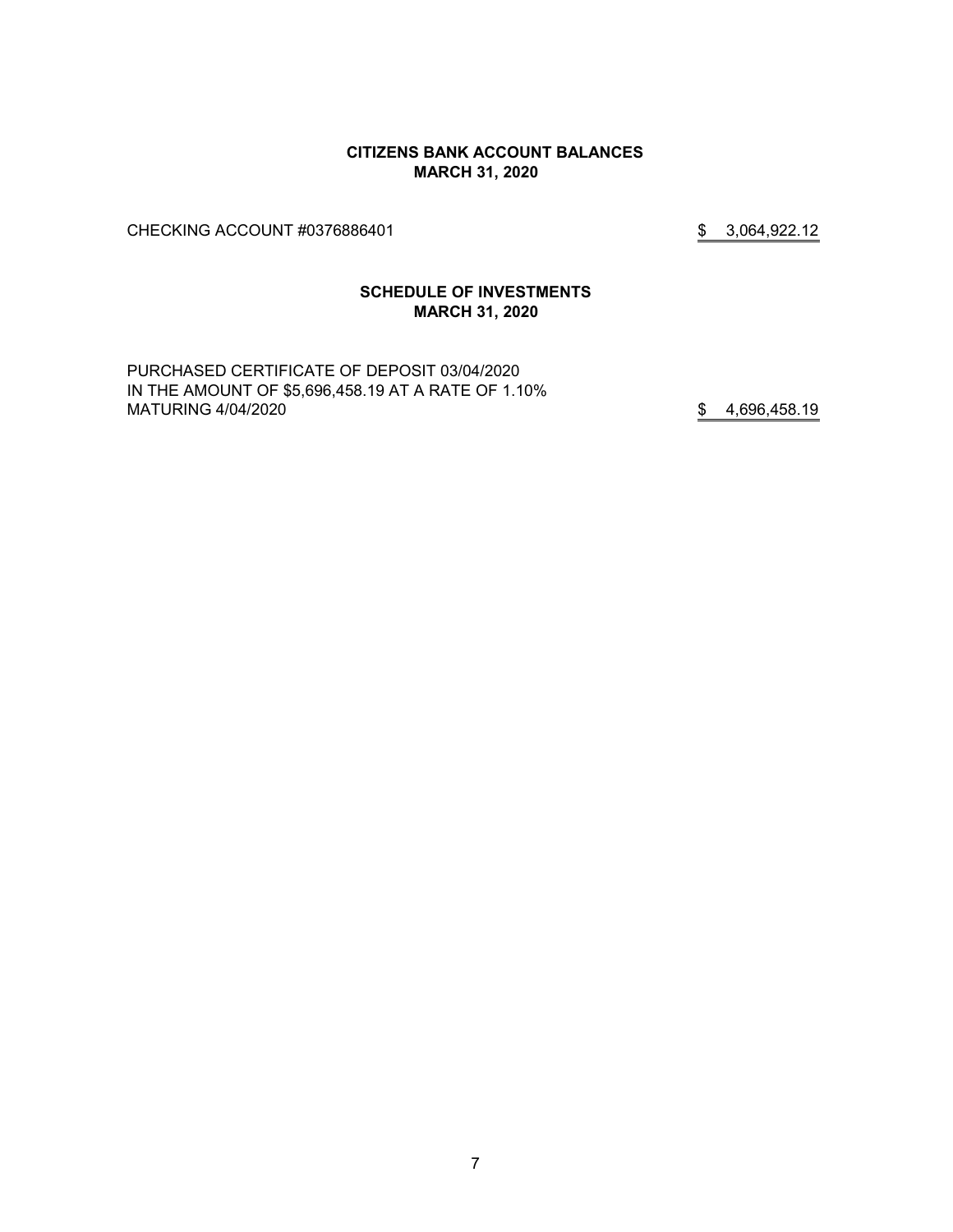**CITIZENS BANK ACCOUNT BALANCES**
**MARCH 31, 2020**

| | |
|---|---|
| CHECKING ACCOUNT #0376886401 | $ 3,064,922.12 |

**SCHEDULE OF INVESTMENTS**
**MARCH 31, 2020**

| | |
|---|---|
| PURCHASED CERTIFICATE OF DEPOSIT 03/04/2020<br>IN THE AMOUNT OF $5,696,458.19 AT A RATE OF 1.10%<br>MATURING 4/04/2020 | $ 4,696,458.19 |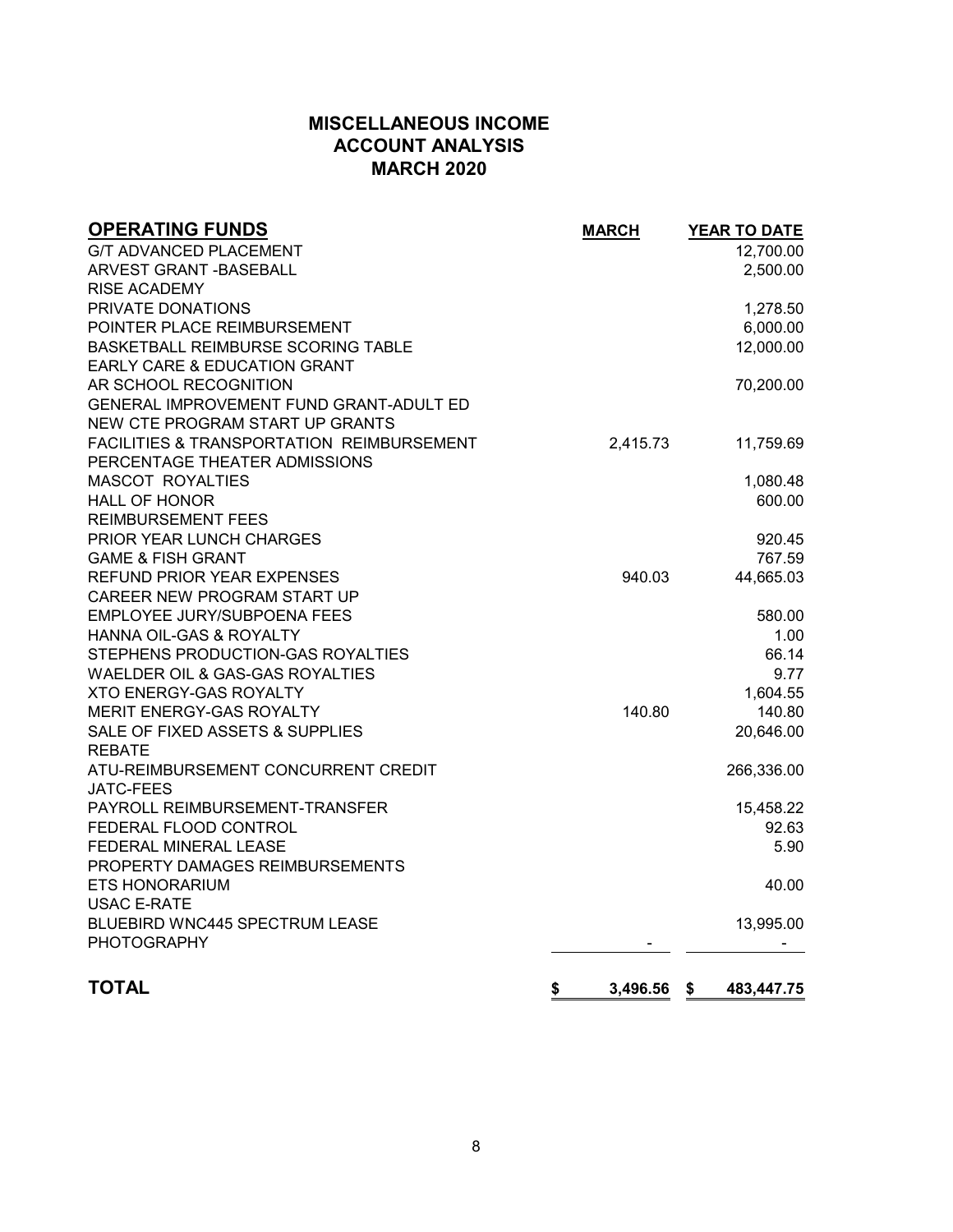## MISCELLANEOUS INCOME
## ACCOUNT ANALYSIS
## MARCH 2020

| OPERATING FUNDS | MARCH | YEAR TO DATE |
|---|---|---|
| G/T ADVANCED PLACEMENT | | 12,700.00 |
| ARVEST GRANT -BASEBALL | | 2,500.00 |
| RISE ACADEMY | | |
| PRIVATE DONATIONS | | 1,278.50 |
| POINTER PLACE REIMBURSEMENT | | 6,000.00 |
| BASKETBALL REIMBURSE SCORING TABLE | | 12,000.00 |
| EARLY CARE & EDUCATION GRANT | | |
| AR SCHOOL RECOGNITION | | 70,200.00 |
| GENERAL IMPROVEMENT FUND GRANT-ADULT ED | | |
| NEW CTE PROGRAM START UP GRANTS | | |
| FACILITIES & TRANSPORTATION REIMBURSEMENT | 2,415.73 | 11,759.69 |
| PERCENTAGE THEATER ADMISSIONS | | |
| MASCOT ROYALTIES | | 1,080.48 |
| HALL OF HONOR | | 600.00 |
| REIMBURSEMENT FEES | | |
| PRIOR YEAR LUNCH CHARGES | | 920.45 |
| GAME & FISH GRANT | | 767.59 |
| REFUND PRIOR YEAR EXPENSES | 940.03 | 44,665.03 |
| CAREER NEW PROGRAM START UP | | |
| EMPLOYEE JURY/SUBPOENA FEES | | 580.00 |
| HANNA OIL-GAS & ROYALTY | | 1.00 |
| STEPHENS PRODUCTION-GAS ROYALTIES | | 66.14 |
| WAELDER OIL & GAS-GAS ROYALTIES | | 9.77 |
| XTO ENERGY-GAS ROYALTY | | 1,604.55 |
| MERIT ENERGY-GAS ROYALTY | 140.80 | 140.80 |
| SALE OF FIXED ASSETS & SUPPLIES | | 20,646.00 |
| REBATE | | |
| ATU-REIMBURSEMENT CONCURRENT CREDIT | | 266,336.00 |
| JATC-FEES | | |
| PAYROLL REIMBURSEMENT-TRANSFER | | 15,458.22 |
| FEDERAL FLOOD CONTROL | | 92.63 |
| FEDERAL MINERAL LEASE | | 5.90 |
| PROPERTY DAMAGES REIMBURSEMENTS | | |
| ETS HONORARIUM | | 40.00 |
| USAC E-RATE | | |
| BLUEBIRD WNC445 SPECTRUM LEASE | | 13,995.00 |
| PHOTOGRAPHY | - | - |
| **TOTAL** | **$ 3,496.56** | **$ 483,447.75** |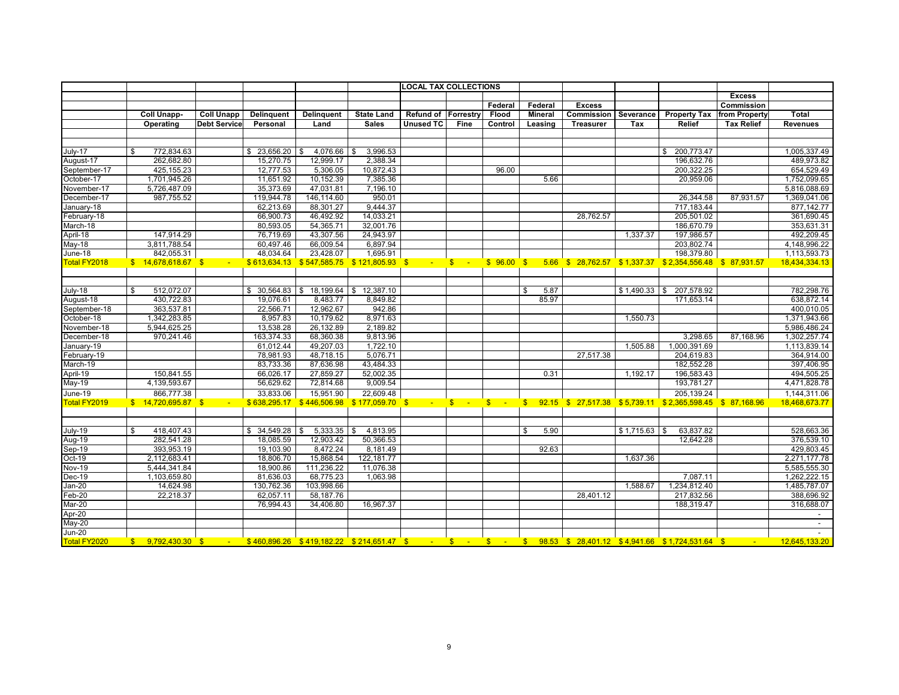| | | | | | | LOCAL TAX COLLECTIONS | | | | | | | | |
|---|---|---|---|---|---|---|---|---|---|---|---|---|---|---|
| | | | | | | | | | | | | | Excess | |
| | | | | | | | | Federal | Federal | Excess | | | Commission | |
| | Coll Unapp-Operating | Coll Unapp Debt Service | Delinquent Personal | Delinquent Land | State Land Sales | Refund of Unused TC | Forrestry Fine | Flood Control | Mineral Leasing | Commission Treasurer | Severance Tax | Property Tax Relief | from Property Tax Relief | Total Revenues |
| July-17 | $ 772,834.63 | | $ 23,656.20 | $ 4,076.66 | $ 3,996.53 | | | | | | | $ 200,773.47 | | 1,005,337.49 |
| August-17 | 262,682.80 | | 15,270.75 | 12,999.17 | 2,388.34 | | | | | | | 196,632.76 | | 489,973.82 |
| September-17 | 425,155.23 | | 12,777.53 | 5,306.05 | 10,872.43 | | | 96.00 | | | | 200,322.25 | | 654,529.49 |
| October-17 | 1,701,945.26 | | 11,651.92 | 10,152.39 | 7,385.36 | | | | 5.66 | | | 20,959.06 | | 1,752,099.65 |
| November-17 | 5,726,487.09 | | 35,373.69 | 47,031.81 | 7,196.10 | | | | | | | | | 5,816,088.69 |
| December-17 | 987,755.52 | | 119,944.78 | 146,114.60 | 950.01 | | | | | | | 26,344.58 | 87,931.57 | 1,369,041.06 |
| January-18 | | | 62,213.69 | 88,301.27 | 9,444.37 | | | | | | | 717,183.44 | | 877,142.77 |
| February-18 | | | 66,900.73 | 46,492.92 | 14,033.21 | | | | | 28,762.57 | | 205,501.02 | | 361,690.45 |
| March-18 | | | 80,593.05 | 54,365.71 | 32,001.76 | | | | | | | 186,670.79 | | 353,631.31 |
| April-18 | 147,914.29 | | 76,719.69 | 43,307.56 | 24,943.97 | | | | | | 1,337.37 | 197,986.57 | | 492,209.45 |
| May-18 | 3,811,788.54 | | 60,497.46 | 66,009.54 | 6,897.94 | | | | | | | 203,802.74 | | 4,148,996.22 |
| June-18 | 842,055.31 | | 48,034.64 | 23,428.07 | 1,695.91 | | | | | | | 198,379.80 | | 1,113,593.73 |
| Total FY2018 | $ 14,678,618.67 | $ - | $ 613,634.13 | $ 547,585.75 | $ 121,805.93 | $ - | $ - | $ 96.00 | $ 5.66 | $ 28,762.57 | $ 1,337.37 | $ 2,354,556.48 | $ 87,931.57 | 18,434,334.13 |
| | | | | | | | | | | | | | | |
| July-18 | $ 512,072.07 | | $ 30,564.83 | $ 18,199.64 | $ 12,387.10 | | | | $ 5.87 | | $ 1,490.33 | $ 207,578.92 | | 782,298.76 |
| August-18 | 430,722.83 | | 19,076.61 | 8,483.77 | 8,849.82 | | | | 85.97 | | | 171,653.14 | | 638,872.14 |
| September-18 | 363,537.81 | | 22,566.71 | 12,962.67 | 942.86 | | | | | | | | | 400,010.05 |
| October-18 | 1,342,283.85 | | 8,957.83 | 10,179.62 | 8,971.63 | | | | | | 1,550.73 | | | 1,371,943.66 |
| November-18 | 5,944,625.25 | | 13,538.28 | 26,132.89 | 2,189.82 | | | | | | | | | 5,986,486.24 |
| December-18 | 970,241.46 | | 163,374.33 | 68,360.38 | 9,813.96 | | | | | | | 3,298.65 | 87,168.96 | 1,302,257.74 |
| January-19 | | | 61,012.44 | 49,207.03 | 1,722.10 | | | | | | 1,505.88 | 1,000,391.69 | | 1,113,839.14 |
| February-19 | | | 78,981.93 | 48,718.15 | 5,076.71 | | | | | 27,517.38 | | 204,619.83 | | 364,914.00 |
| March-19 | | | 83,733.36 | 87,636.98 | 43,484.33 | | | | | | | 182,552.28 | | 397,406.95 |
| April-19 | 150,841.55 | | 66,026.17 | 27,859.27 | 52,002.35 | | | | 0.31 | | 1,192.17 | 196,583.43 | | 494,505.25 |
| May-19 | 4,139,593.67 | | 56,629.62 | 72,814.68 | 9,009.54 | | | | | | | 193,781.27 | | 4,471,828.78 |
| June-19 | 866,777.38 | | 33,833.06 | 15,951.90 | 22,609.48 | | | | | | | 205,139.24 | | 1,144,311.06 |
| Total FY2019 | $ 14,720,695.87 | $ - | $ 638,295.17 | $ 446,506.98 | $ 177,059.70 | $ - | $ - | $ - | $ 92.15 | $ 27,517.38 | $ 5,739.11 | $ 2,365,598.45 | $ 87,168.96 | 18,468,673.77 |
| | | | | | | | | | | | | | | |
| July-19 | $ 418,407.43 | | $ 34,549.28 | $ 5,333.35 | $ 4,813.95 | | | | $ 5.90 | | $ 1,715.63 | $ 63,837.82 | | 528,663.36 |
| Aug-19 | 282,541.28 | | 18,085.59 | 12,903.42 | 50,366.53 | | | | | | | 12,642.28 | | 376,539.10 |
| Sep-19 | 393,953.19 | | 19,103.90 | 8,472.24 | 8,181.49 | | | | 92.63 | | | | | 429,803.45 |
| Oct-19 | 2,112,683.41 | | 18,806.70 | 15,868.54 | 122,181.77 | | | | | | 1,637.36 | | | 2,271,177.78 |
| Nov-19 | 5,444,341.84 | | 18,900.86 | 111,236.22 | 11,076.38 | | | | | | | | | 5,585,555.30 |
| Dec-19 | 1,103,659.80 | | 81,636.03 | 68,775.23 | 1,063.98 | | | | | | | 7,087.11 | | 1,262,222.15 |
| Jan-20 | 14,624.98 | | 130,762.36 | 103,998.66 | | | | | | | 1,588.67 | 1,234,812.40 | | 1,485,787.07 |
| Feb-20 | 22,218.37 | | 62,057.11 | 58,187.76 | | | | | | 28,401.12 | | 217,832.56 | | 388,696.92 |
| Mar-20 | | | 76,994.43 | 34,406.80 | 16,967.37 | | | | | | | 188,319.47 | | 316,688.07 |
| Apr-20 | | | | | | | | | | | | | | - |
| May-20 | | | | | | | | | | | | | | - |
| Jun-20 | | | | | | | | | | | | | | - |
| Total FY2020 | $ 9,792,430.30 | $ - | $ 460,896.26 | $ 419,182.22 | $ 214,651.47 | $ - | $ - | $ - | $ 98.53 | $ 28,401.12 | $ 4,941.66 | $ 1,724,531.64 | $ - | 12,645,133.20 |